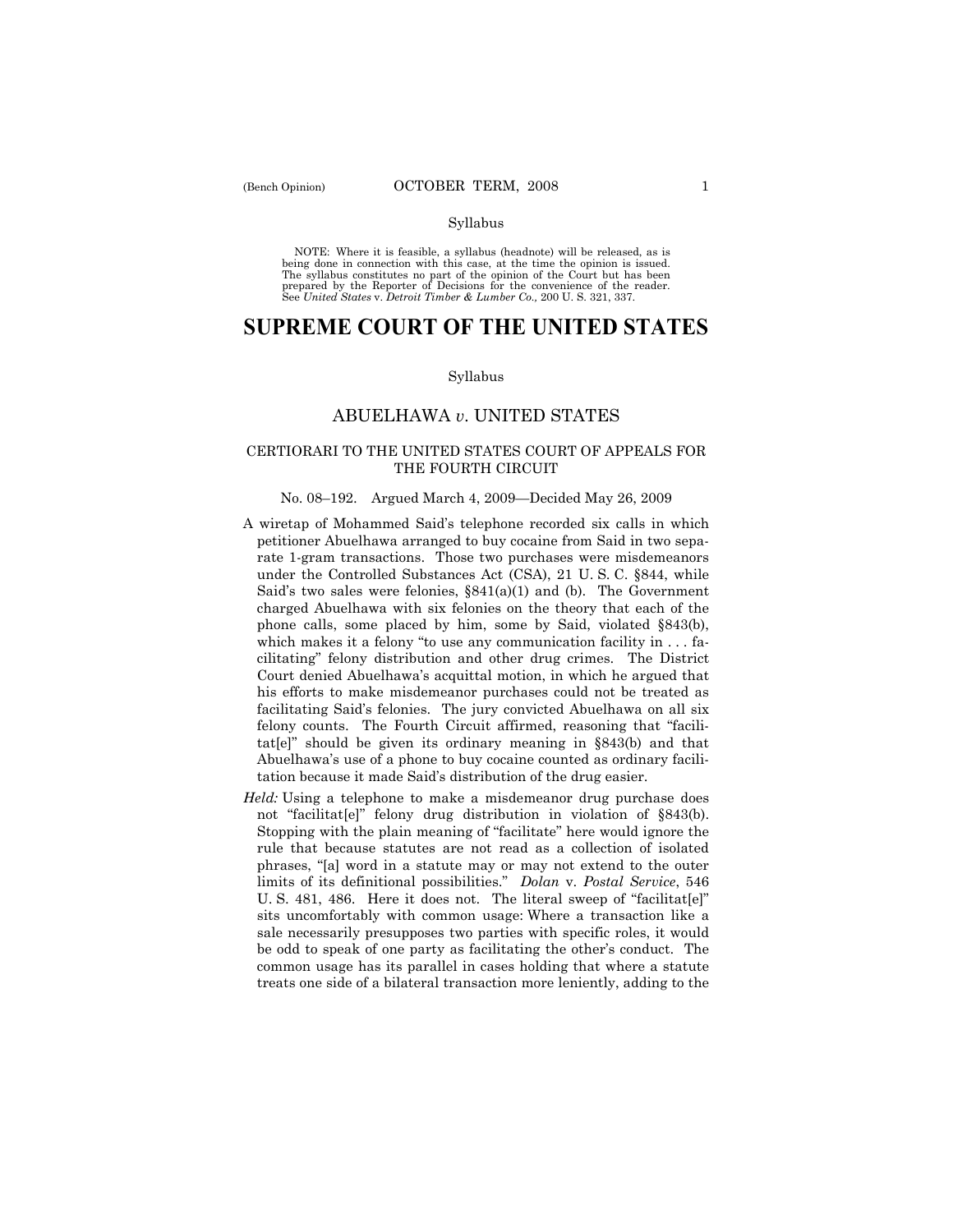Syllabus

NOTE: Where it is feasible, a syllabus (headnote) will be released, as is being done in connection with this case, at the time the opinion is issued. The syllabus constitutes no part of the opinion of the Court but has been prepared by the Reporter of Decisions for the convenience of the reader. See *United States* v. *Detroit Timber & Lumber Co.,* 200 U. S. 321, 337.

# SUPREME COURT OF THE UNITED STATES

Syllabus

## ABUELHAWA *v*. UNITED STATES

### CERTIORARI TO THE UNITED STATES COURT OF APPEALS FOR THE FOURTH CIRCUIT

No. 08–192. Argued March 4, 2009—Decided May 26, 2009

A wiretap of Mohammed Said's telephone recorded six calls in which petitioner Abuelhawa arranged to buy cocaine from Said in two separate 1-gram transactions. Those two purchases were misdemeanors under the Controlled Substances Act (CSA), 21 U. S. C. §844, while Said's two sales were felonies, §841(a)(1) and (b). The Government charged Abuelhawa with six felonies on the theory that each of the phone calls, some placed by him, some by Said, violated §843(b), which makes it a felony "to use any communication facility in . . . facilitating" felony distribution and other drug crimes. The District Court denied Abuelhawa's acquittal motion, in which he argued that his efforts to make misdemeanor purchases could not be treated as facilitating Said's felonies. The jury convicted Abuelhawa on all six felony counts. The Fourth Circuit affirmed, reasoning that "facilitat[e]" should be given its ordinary meaning in §843(b) and that Abuelhawa's use of a phone to buy cocaine counted as ordinary facilitation because it made Said's distribution of the drug easier.

*Held:* Using a telephone to make a misdemeanor drug purchase does not "facilitat[e]" felony drug distribution in violation of §843(b). Stopping with the plain meaning of "facilitate" here would ignore the rule that because statutes are not read as a collection of isolated phrases, "[a] word in a statute may or may not extend to the outer limits of its definitional possibilities." *Dolan* v. *Postal Service*, 546 U. S. 481, 486. Here it does not. The literal sweep of "facilitat[e]" sits uncomfortably with common usage: Where a transaction like a sale necessarily presupposes two parties with specific roles, it would be odd to speak of one party as facilitating the other's conduct. The common usage has its parallel in cases holding that where a statute treats one side of a bilateral transaction more leniently, adding to the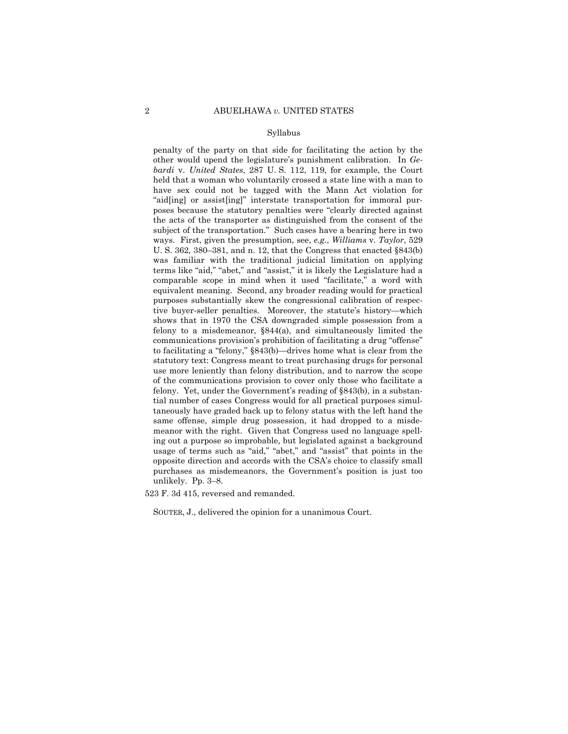Syllabus

penalty of the party on that side for facilitating the action by the other would upend the legislature's punishment calibration. In *Gebardi* v. *United States*, 287 U. S. 112, 119, for example, the Court held that a woman who voluntarily crossed a state line with a man to have sex could not be tagged with the Mann Act violation for "aid[ing] or assist[ing]" interstate transportation for immoral purposes because the statutory penalties were "clearly directed against the acts of the transporter as distinguished from the consent of the subject of the transportation." Such cases have a bearing here in two ways. First, given the presumption, see, *e.g.*, *Williams* v. *Taylor*, 529 U. S. 362, 380–381, and n. 12, that the Congress that enacted §843(b) was familiar with the traditional judicial limitation on applying terms like "aid," "abet," and "assist," it is likely the Legislature had a comparable scope in mind when it used "facilitate," a word with equivalent meaning. Second, any broader reading would for practical purposes substantially skew the congressional calibration of respective buyer-seller penalties. Moreover, the statute's history—which shows that in 1970 the CSA downgraded simple possession from a felony to a misdemeanor, §844(a), and simultaneously limited the communications provision's prohibition of facilitating a drug "offense" to facilitating a "felony," §843(b)—drives home what is clear from the statutory text: Congress meant to treat purchasing drugs for personal use more leniently than felony distribution, and to narrow the scope of the communications provision to cover only those who facilitate a felony. Yet, under the Government's reading of §843(b), in a substantial number of cases Congress would for all practical purposes simultaneously have graded back up to felony status with the left hand the same offense, simple drug possession, it had dropped to a misdemeanor with the right. Given that Congress used no language spelling out a purpose so improbable, but legislated against a background usage of terms such as "aid," "abet," and "assist" that points in the opposite direction and accords with the CSA's choice to classify small purchases as misdemeanors, the Government's position is just too unlikely. Pp. 3–8.

523 F. 3d 415, reversed and remanded.

SOUTER, J., delivered the opinion for a unanimous Court.